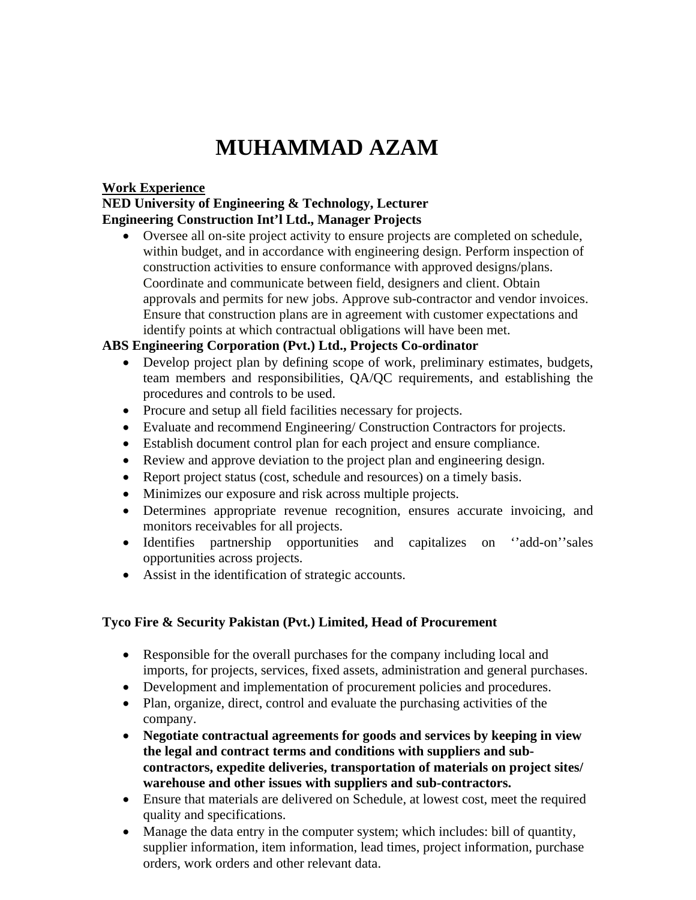# MUHAMMAD AZAM

**<u>Work Experience</u>**

**NED University of Engineering & Technology, Lecturer**

**Engineering Construction Int'l Ltd., Manager Projects**

- Oversee all on-site project activity to ensure projects are completed on schedule, within budget, and in accordance with engineering design. Perform inspection of construction activities to ensure conformance with approved designs/plans. Coordinate and communicate between field, designers and client. Obtain approvals and permits for new jobs. Approve sub-contractor and vendor invoices. Ensure that construction plans are in agreement with customer expectations and identify points at which contractual obligations will have been met.

**ABS Engineering Corporation (Pvt.) Ltd., Projects Co-ordinator**

- Develop project plan by defining scope of work, preliminary estimates, budgets, team members and responsibilities, QA/QC requirements, and establishing the procedures and controls to be used.
- Procure and setup all field facilities necessary for projects.
- Evaluate and recommend Engineering/ Construction Contractors for projects.
- Establish document control plan for each project and ensure compliance.
- Review and approve deviation to the project plan and engineering design.
- Report project status (cost, schedule and resources) on a timely basis.
- Minimizes our exposure and risk across multiple projects.
- Determines appropriate revenue recognition, ensures accurate invoicing, and monitors receivables for all projects.
- Identifies partnership opportunities and capitalizes on ''add-on''sales opportunities across projects.
- Assist in the identification of strategic accounts.

**Tyco Fire & Security Pakistan (Pvt.) Limited, Head of Procurement**

- Responsible for the overall purchases for the company including local and imports, for projects, services, fixed assets, administration and general purchases.
- Development and implementation of procurement policies and procedures.
- Plan, organize, direct, control and evaluate the purchasing activities of the company.
- **Negotiate contractual agreements for goods and services by keeping in view the legal and contract terms and conditions with suppliers and sub-contractors, expedite deliveries, transportation of materials on project sites/ warehouse and other issues with suppliers and sub-contractors.**
- Ensure that materials are delivered on Schedule, at lowest cost, meet the required quality and specifications.
- Manage the data entry in the computer system; which includes: bill of quantity, supplier information, item information, lead times, project information, purchase orders, work orders and other relevant data.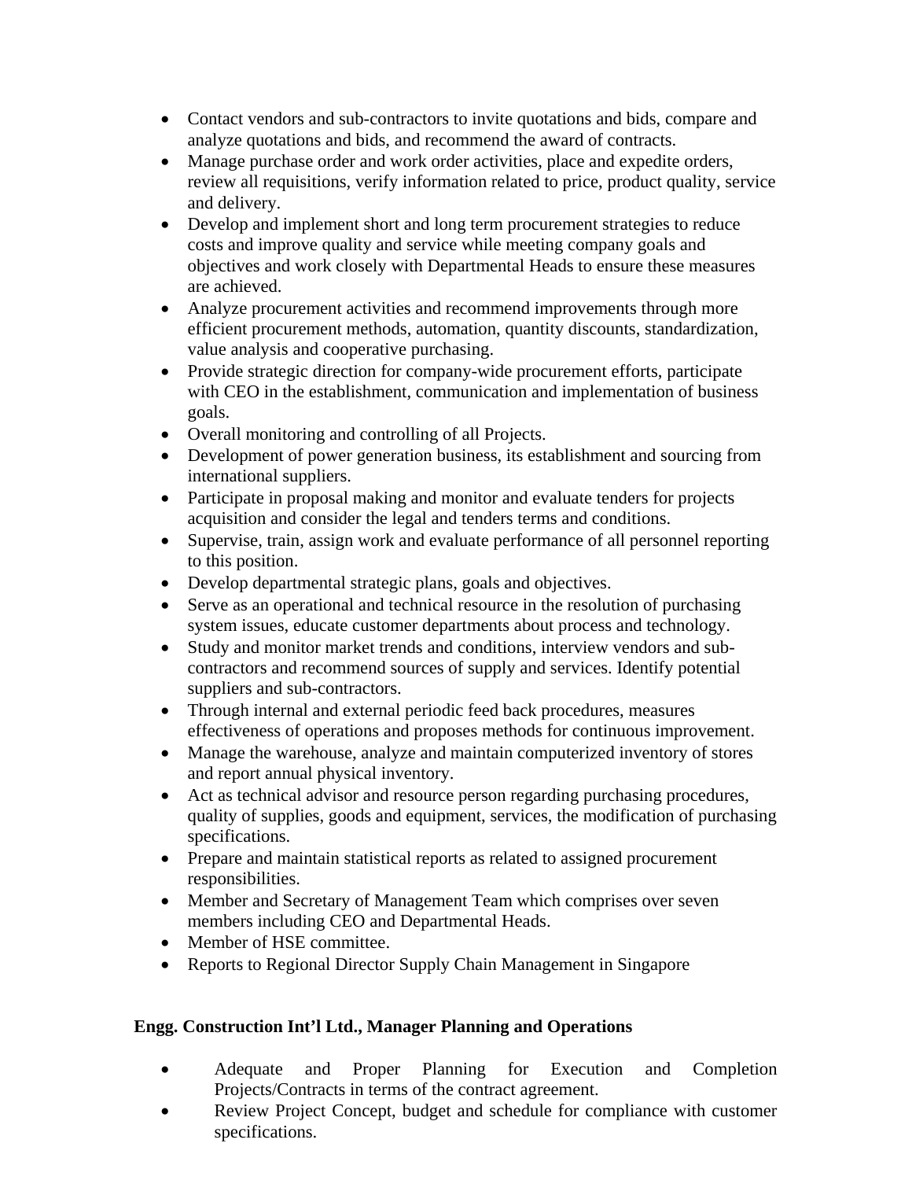- Contact vendors and sub-contractors to invite quotations and bids, compare and analyze quotations and bids, and recommend the award of contracts.
- Manage purchase order and work order activities, place and expedite orders, review all requisitions, verify information related to price, product quality, service and delivery.
- Develop and implement short and long term procurement strategies to reduce costs and improve quality and service while meeting company goals and objectives and work closely with Departmental Heads to ensure these measures are achieved.
- Analyze procurement activities and recommend improvements through more efficient procurement methods, automation, quantity discounts, standardization, value analysis and cooperative purchasing.
- Provide strategic direction for company-wide procurement efforts, participate with CEO in the establishment, communication and implementation of business goals.
- Overall monitoring and controlling of all Projects.
- Development of power generation business, its establishment and sourcing from international suppliers.
- Participate in proposal making and monitor and evaluate tenders for projects acquisition and consider the legal and tenders terms and conditions.
- Supervise, train, assign work and evaluate performance of all personnel reporting to this position.
- Develop departmental strategic plans, goals and objectives.
- Serve as an operational and technical resource in the resolution of purchasing system issues, educate customer departments about process and technology.
- Study and monitor market trends and conditions, interview vendors and sub-contractors and recommend sources of supply and services. Identify potential suppliers and sub-contractors.
- Through internal and external periodic feed back procedures, measures effectiveness of operations and proposes methods for continuous improvement.
- Manage the warehouse, analyze and maintain computerized inventory of stores and report annual physical inventory.
- Act as technical advisor and resource person regarding purchasing procedures, quality of supplies, goods and equipment, services, the modification of purchasing specifications.
- Prepare and maintain statistical reports as related to assigned procurement responsibilities.
- Member and Secretary of Management Team which comprises over seven members including CEO and Departmental Heads.
- Member of HSE committee.
- Reports to Regional Director Supply Chain Management in Singapore

**Engg. Construction Int'l Ltd., Manager Planning and Operations**

- Adequate and Proper Planning for Execution and Completion Projects/Contracts in terms of the contract agreement.
- Review Project Concept, budget and schedule for compliance with customer specifications.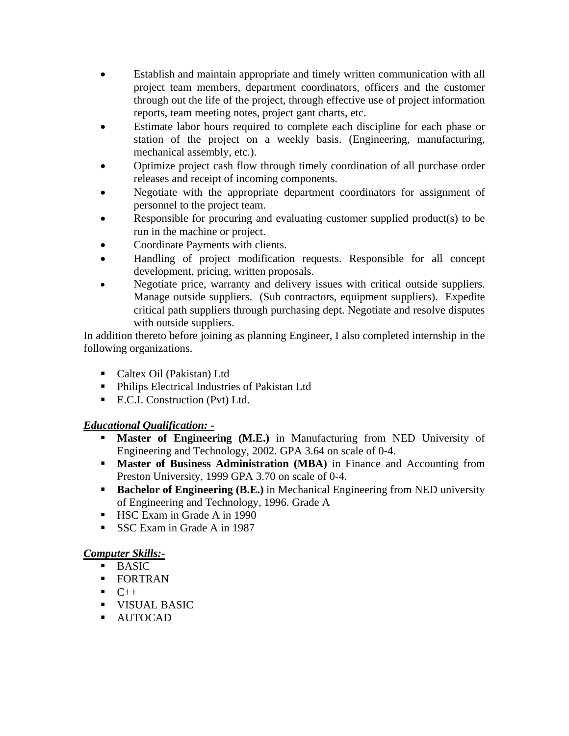- Establish and maintain appropriate and timely written communication with all project team members, department coordinators, officers and the customer through out the life of the project, through effective use of project information reports, team meeting notes, project gant charts, etc.
- Estimate labor hours required to complete each discipline for each phase or station of the project on a weekly basis. (Engineering, manufacturing, mechanical assembly, etc.).
- Optimize project cash flow through timely coordination of all purchase order releases and receipt of incoming components.
- Negotiate with the appropriate department coordinators for assignment of personnel to the project team.
- Responsible for procuring and evaluating customer supplied product(s) to be run in the machine or project.
- Coordinate Payments with clients.
- Handling of project modification requests. Responsible for all concept development, pricing, written proposals.
- Negotiate price, warranty and delivery issues with critical outside suppliers. Manage outside suppliers. (Sub contractors, equipment suppliers). Expedite critical path suppliers through purchasing dept. Negotiate and resolve disputes with outside suppliers.

In addition thereto before joining as planning Engineer, I also completed internship in the following organizations.

- Caltex Oil (Pakistan) Ltd
- Philips Electrical Industries of Pakistan Ltd
- E.C.I. Construction (Pvt) Ltd.

***Educational Qualification: -***

- **Master of Engineering (M.E.)** in Manufacturing from NED University of Engineering and Technology, 2002. GPA 3.64 on scale of 0-4.
- **Master of Business Administration (MBA)** in Finance and Accounting from Preston University, 1999 GPA 3.70 on scale of 0-4.
- **Bachelor of Engineering (B.E.)** in Mechanical Engineering from NED university of Engineering and Technology, 1996. Grade A
- HSC Exam in Grade A in 1990
- SSC Exam in Grade A in 1987

***Computer Skills:-***

- BASIC
- FORTRAN
- C++
- VISUAL BASIC
- AUTOCAD